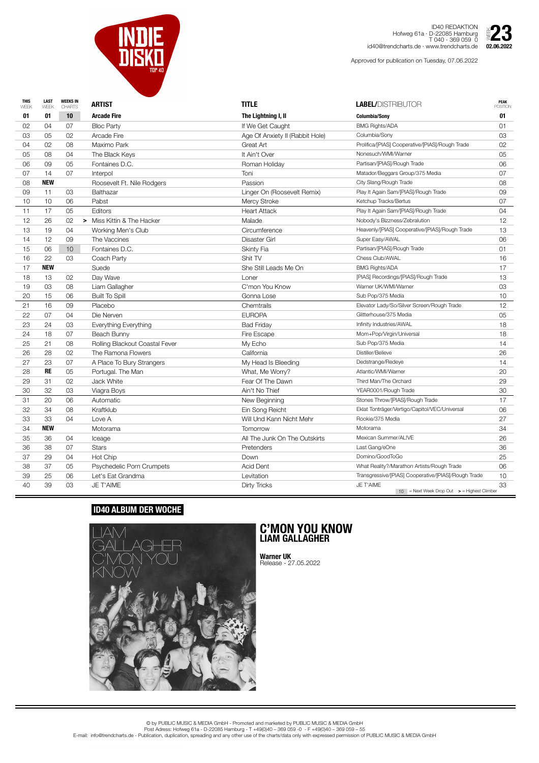# INDIE DISKO TOP 40

ID40 REDAKTION
Hofweg 61a · D-22085 Hamburg
T 040 - 369 059 0
id40@trendcharts.de · www.trendcharts.de

WEEK **23**
**02.06.2022**

Approved for publication on Tuesday, 07.06.2022

| THIS WEEK | LAST WEEK | WEEKS IN CHARTS | | ARTIST | TITLE | LABEL/DISTRIBUTOR | PEAK POSITION |
|---|---|---|---|---|---|---|---|
| **01** | **01** | **10** | | **Arcade Fire** | **The Lightning I, II** | **Columbia/Sony** | **01** |
| 02 | 04 | 07 | | Bloc Party | If We Get Caught | BMG Rights/ADA | 01 |
| 03 | 05 | 02 | | Arcade Fire | Age Of Anxiety II (Rabbit Hole) | Columbia/Sony | 03 |
| 04 | 02 | 08 | | Maximo Park | Great Art | Prolifica/[PIAS] Cooperative/[PIAS]/Rough Trade | 02 |
| 05 | 08 | 04 | | The Black Keys | It Ain't Over | Nonesuch/WMI/Warner | 05 |
| 06 | 09 | 05 | | Fontaines D.C. | Roman Holiday | Partisan/[PIAS]/Rough Trade | 06 |
| 07 | 14 | 07 | | Interpol | Toni | Matador/Beggars Group/375 Media | 07 |
| 08 | **NEW** | | | Roosevelt Ft. Nile Rodgers | Passion | City Slang/Rough Trade | 08 |
| 09 | 11 | 03 | | Balthazar | Linger On (Roosevelt Remix) | Play It Again Sam/[PIAS]/Rough Trade | 09 |
| 10 | 10 | 06 | | Pabst | Mercy Stroke | Ketchup Tracks/Bertus | 07 |
| 11 | 17 | 05 | | Editors | Heart Attack | Play It Again Sam/[PIAS]/Rough Trade | 04 |
| 12 | 26 | 02 | > | Miss Kittin & The Hacker | Malade | Nobody's Bizzness/Zebralution | 12 |
| 13 | 19 | 04 | | Working Men's Club | Circumference | Heavenly/[PIAS] Cooperative/[PIAS]/Rough Trade | 13 |
| 14 | 12 | 09 | | The Vaccines | Disaster Girl | Super Easy/AWAL | 06 |
| 15 | 06 | 10 | | Fontaines D.C. | Skinty Fia | Partisan/[PIAS]/Rough Trade | 01 |
| 16 | 22 | 03 | | Coach Party | Shit TV | Chess Club/AWAL | 16 |
| 17 | **NEW** | | | Suede | She Still Leads Me On | BMG Rights/ADA | 17 |
| 18 | 13 | 02 | | Day Wave | Loner | [PIAS] Recordings/[PIAS]/Rough Trade | 13 |
| 19 | 03 | 08 | | Liam Gallagher | C'mon You Know | Warner UK/WMI/Warner | 03 |
| 20 | 15 | 06 | | Built To Spill | Gonna Lose | Sub Pop/375 Media | 10 |
| 21 | 16 | 09 | | Placebo | Chemtrails | Elevator Lady/So/Silver Screen/Rough Trade | 12 |
| 22 | 07 | 04 | | Die Nerven | EUROPA | Glitterhouse/375 Media | 05 |
| 23 | 24 | 03 | | Everything Everything | Bad Friday | Infinity Industries/AWAL | 18 |
| 24 | 18 | 07 | | Beach Bunny | Fire Escape | Mom+Pop/Virgin/Universal | 18 |
| 25 | 21 | 08 | | Rolling Blackout Coastal Fever | My Echo | Sub Pop/375 Media | 14 |
| 26 | 28 | 02 | | The Ramona Flowers | California | Distiller/Believe | 26 |
| 27 | 23 | 07 | | A Place To Bury Strangers | My Head Is Bleeding | Dedstrange/Redeye | 14 |
| 28 | **RE** | 05 | | Portugal. The Man | What, Me Worry? | Atlantic/WMI/Warner | 20 |
| 29 | 31 | 02 | | Jack White | Fear Of The Dawn | Third Man/The Orchard | 29 |
| 30 | 32 | 03 | | Viagra Boys | Ain't No Thief | YEAR0001/Rough Trade | 30 |
| 31 | 20 | 06 | | Automatic | New Beginning | Stones Throw/[PIAS]/Rough Trade | 17 |
| 32 | 34 | 08 | | Kraftklub | Ein Song Reicht | Eklat Tonträger/Vertigo/Capitol/VEC/Universal | 06 |
| 33 | 33 | 04 | | Love A | Will Und Kann Nicht Mehr | Rookie/375 Media | 27 |
| 34 | **NEW** | | | Motorama | Tomorrow | Motorama | 34 |
| 35 | 36 | 04 | | Iceage | All The Junk On The Outskirts | Mexican Summer/AL!VE | 26 |
| 36 | 38 | 07 | | Stars | Pretenders | Last Gang/eOne | 36 |
| 37 | 29 | 04 | | Hot Chip | Down | Domino/GoodToGo | 25 |
| 38 | 37 | 05 | | Psychedelic Porn Crumpets | Acid Dent | What Reality?/Marathon Artists/Rough Trade | 06 |
| 39 | 25 | 06 | | Let's Eat Grandma | Levitation | Transgressive/[PIAS] Cooperative/[PIAS]/Rough Trade | 10 |
| 40 | 39 | 03 | | JE T'AIME | Dirty Tricks | JE T'AIME | 33 |

10 = Next Week Drop Out > = Highest Climber

## ID40 ALBUM DER WOCHE

# C'MON YOU KNOW
## LIAM GALLAGHER

**Warner UK**
Release - 27.05.2022

© by PUBLIC MUSIC & MEDIA GmbH - Promoted and marketed by PUBLIC MUSIC & MEDIA GmbH
Post Adress: Hofweg 61a - D-22085 Hamburg - T +49(0)40 – 369 059 -0 - F +49(0)40 – 369 059 – 55
E-mail: info@trendcharts.de - Publication, duplication, spreading and any other use of the charts/data only with expressed permission of PUBLIC MUSIC & MEDIA GmbH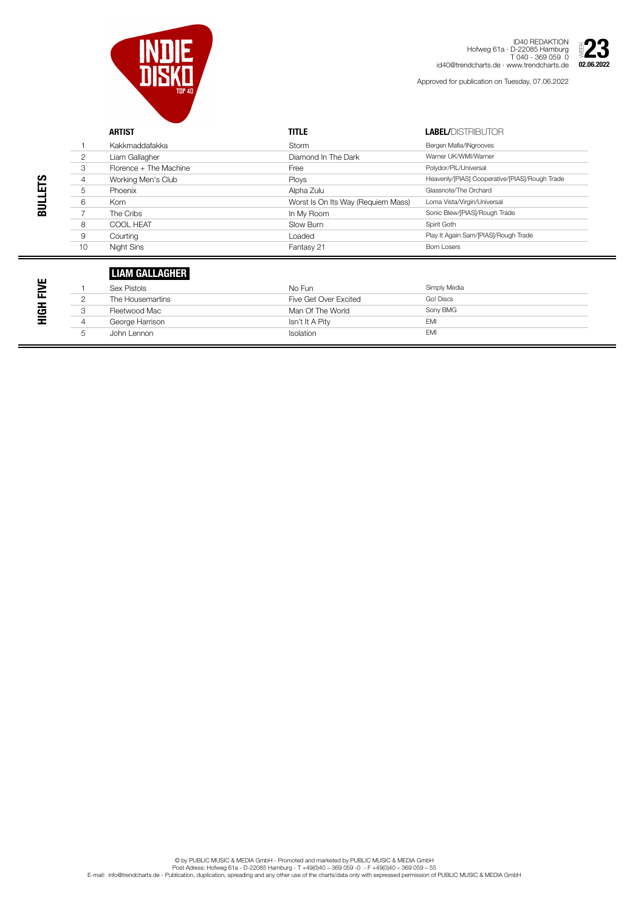INDIE DISKO TOP 40

ID40 REDAKTION
Hofweg 61a · D-22085 Hamburg
T 040 - 369 059 0
id40@trendcharts.de · www.trendcharts.de

WEEK 23
02.06.2022

Approved for publication on Tuesday, 07.06.2022

## BULLETS

| | ARTIST | TITLE | LABEL/DISTRIBUTOR |
|---|---|---|---|
| 1 | Kakkmaddafakka | Storm | Bergen Mafia/INgrooves |
| 2 | Liam Gallagher | Diamond In The Dark | Warner UK/WMI/Warner |
| 3 | Florence + The Machine | Free | Polydor/PIL/Universal |
| 4 | Working Men's Club | Ploys | Heavenly/[PIAS] Cooperative/[PIAS]/Rough Trade |
| 5 | Phoenix | Alpha Zulu | Glassnote/The Orchard |
| 6 | Korn | Worst Is On Its Way (Requiem Mass) | Loma Vista/Virgin/Universal |
| 7 | The Cribs | In My Room | Sonic Blew/[PIAS]/Rough Trade |
| 8 | COOL HEAT | Slow Burn | Spirit Goth |
| 9 | Courting | Loaded | Play It Again Sam/[PIAS]/Rough Trade |
| 10 | Night Sins | Fantasy 21 | Born Losers |

## HIGH FIVE

**LIAM GALLAGHER**

| | | | |
|---|---|---|---|
| 1 | Sex Pistols | No Fun | Simply Media |
| 2 | The Housemartins | Five Get Over Excited | Go! Discs |
| 3 | Fleetwood Mac | Man Of The World | Sony BMG |
| 4 | George Harrison | Isn't It A Pity | EMI |
| 5 | John Lennon | Isolation | EMI |

© by PUBLIC MUSIC & MEDIA GmbH - Promoted and marketed by PUBLIC MUSIC & MEDIA GmbH
Post Adress: Hofweg 61a - D-22085 Hamburg - T +49(0)40 – 369 059 -0 - F +49(0)40 – 369 059 – 55
E-mail: info@trendcharts.de - Publication, duplication, spreading and any other use of the charts/data only with expressed permission of PUBLIC MUSIC & MEDIA GmbH